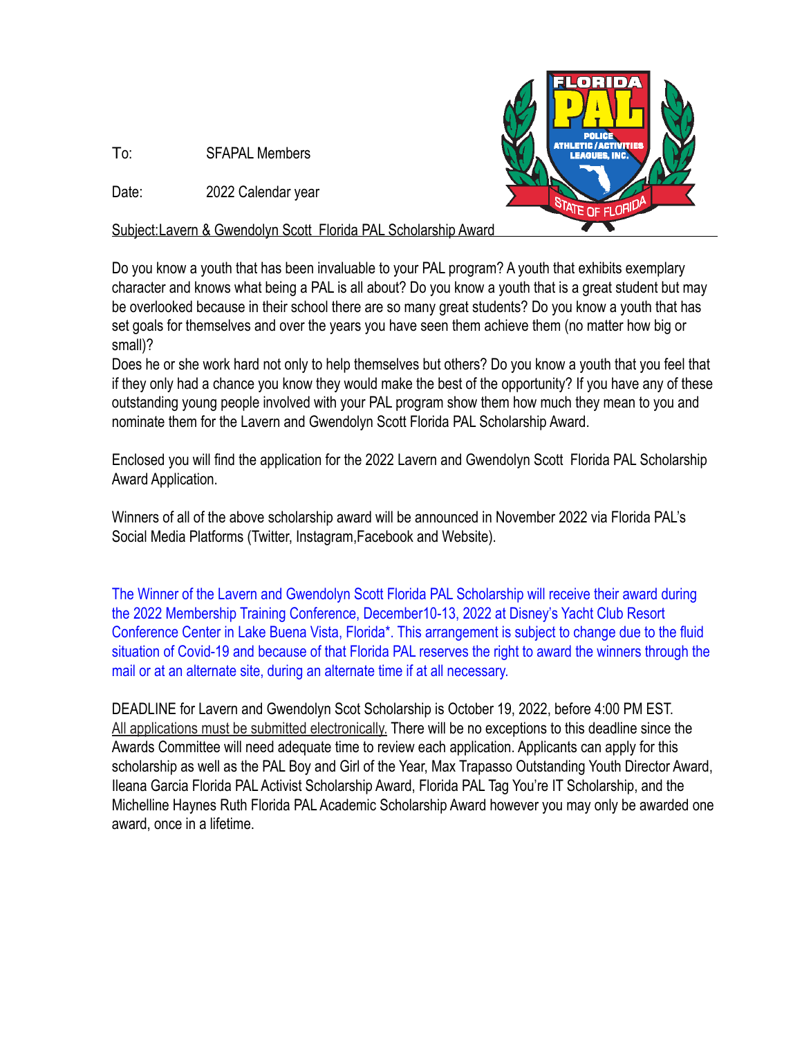To: SFAPAL Members

Date: 2022 Calendar year

Subject:Lavern & Gwendolyn Scott Florida PAL Scholarship Award

Do you know a youth that has been invaluable to your PAL program? A youth that exhibits exemplary character and knows what being a PAL is all about? Do you know a youth that is a great student but may be overlooked because in their school there are so many great students? Do you know a youth that has set goals for themselves and over the years you have seen them achieve them (no matter how big or small)?
Does he or she work hard not only to help themselves but others? Do you know a youth that you feel that if they only had a chance you know they would make the best of the opportunity? If you have any of these outstanding young people involved with your PAL program show them how much they mean to you and nominate them for the Lavern and Gwendolyn Scott Florida PAL Scholarship Award.

Enclosed you will find the application for the 2022 Lavern and Gwendolyn Scott Florida PAL Scholarship Award Application.

Winners of all of the above scholarship award will be announced in November 2022 via Florida PAL's Social Media Platforms (Twitter, Instagram,Facebook and Website).

The Winner of the Lavern and Gwendolyn Scott Florida PAL Scholarship will receive their award during the 2022 Membership Training Conference, December10-13, 2022 at Disney's Yacht Club Resort Conference Center in Lake Buena Vista, Florida*. This arrangement is subject to change due to the fluid situation of Covid-19 and because of that Florida PAL reserves the right to award the winners through the mail or at an alternate site, during an alternate time if at all necessary.

DEADLINE for Lavern and Gwendolyn Scot Scholarship is October 19, 2022, before 4:00 PM EST. All applications must be submitted electronically. There will be no exceptions to this deadline since the Awards Committee will need adequate time to review each application. Applicants can apply for this scholarship as well as the PAL Boy and Girl of the Year, Max Trapasso Outstanding Youth Director Award, Ileana Garcia Florida PAL Activist Scholarship Award, Florida PAL Tag You're IT Scholarship, and the Michelline Haynes Ruth Florida PAL Academic Scholarship Award however you may only be awarded one award, once in a lifetime.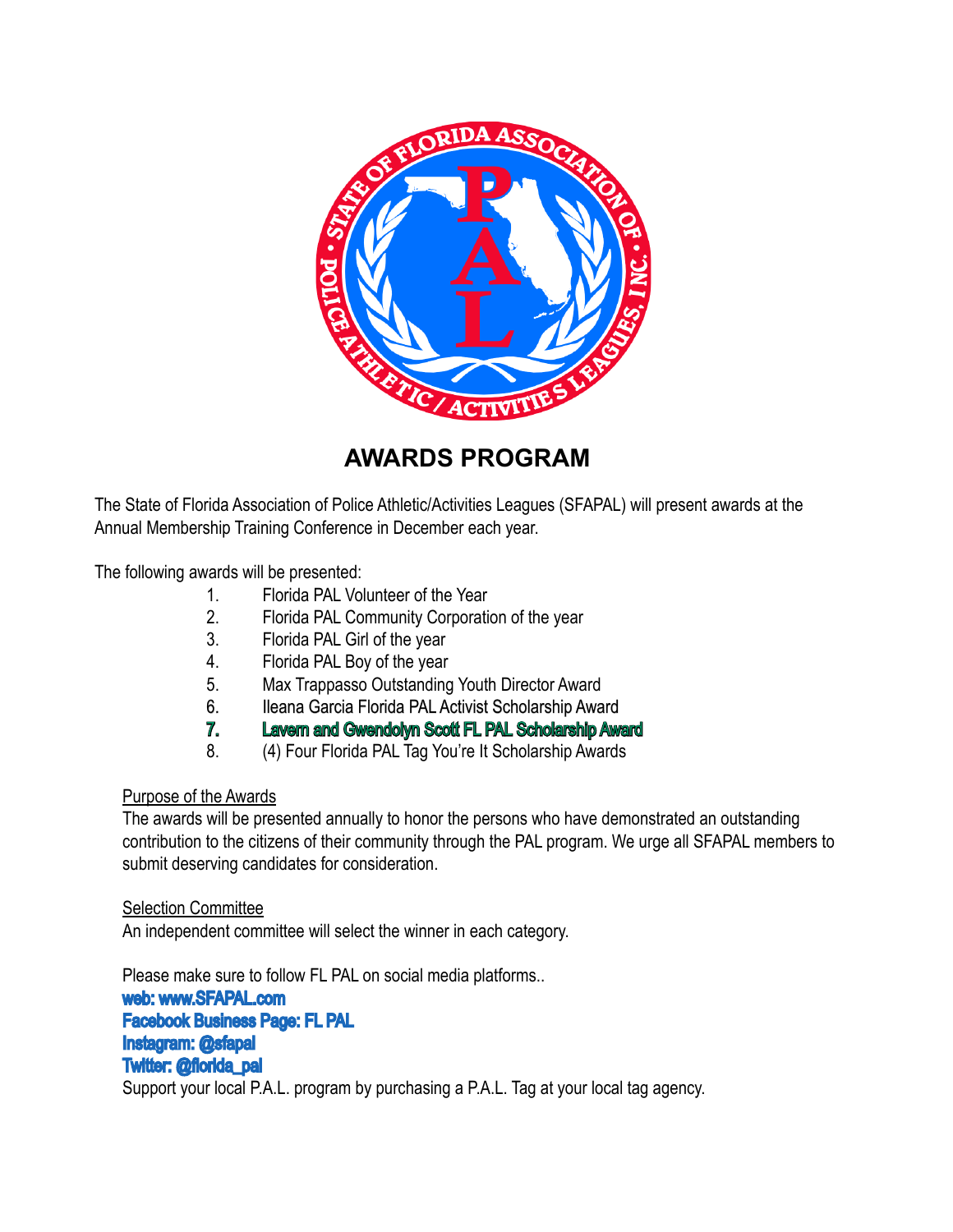# AWARDS PROGRAM

The State of Florida Association of Police Athletic/Activities Leagues (SFAPAL) will present awards at the Annual Membership Training Conference in December each year.

The following awards will be presented:

1. Florida PAL Volunteer of the Year
2. Florida PAL Community Corporation of the year
3. Florida PAL Girl of the year
4. Florida PAL Boy of the year
5. Max Trappasso Outstanding Youth Director Award
6. Ileana Garcia Florida PAL Activist Scholarship Award
7. **Lavern and Gwendolyn Scott FL PAL Scholarship Award**
8. (4) Four Florida PAL Tag You're It Scholarship Awards

Purpose of the Awards

The awards will be presented annually to honor the persons who have demonstrated an outstanding contribution to the citizens of their community through the PAL program. We urge all SFAPAL members to submit deserving candidates for consideration.

Selection Committee

An independent committee will select the winner in each category.

Please make sure to follow FL PAL on social media platforms..

**web: www.SFAPAL.com**

**Facebook Business Page: FL PAL**

**Instagram: @sfapal**

**Twitter: @florida_pal**

Support your local P.A.L. program by purchasing a P.A.L. Tag at your local tag agency.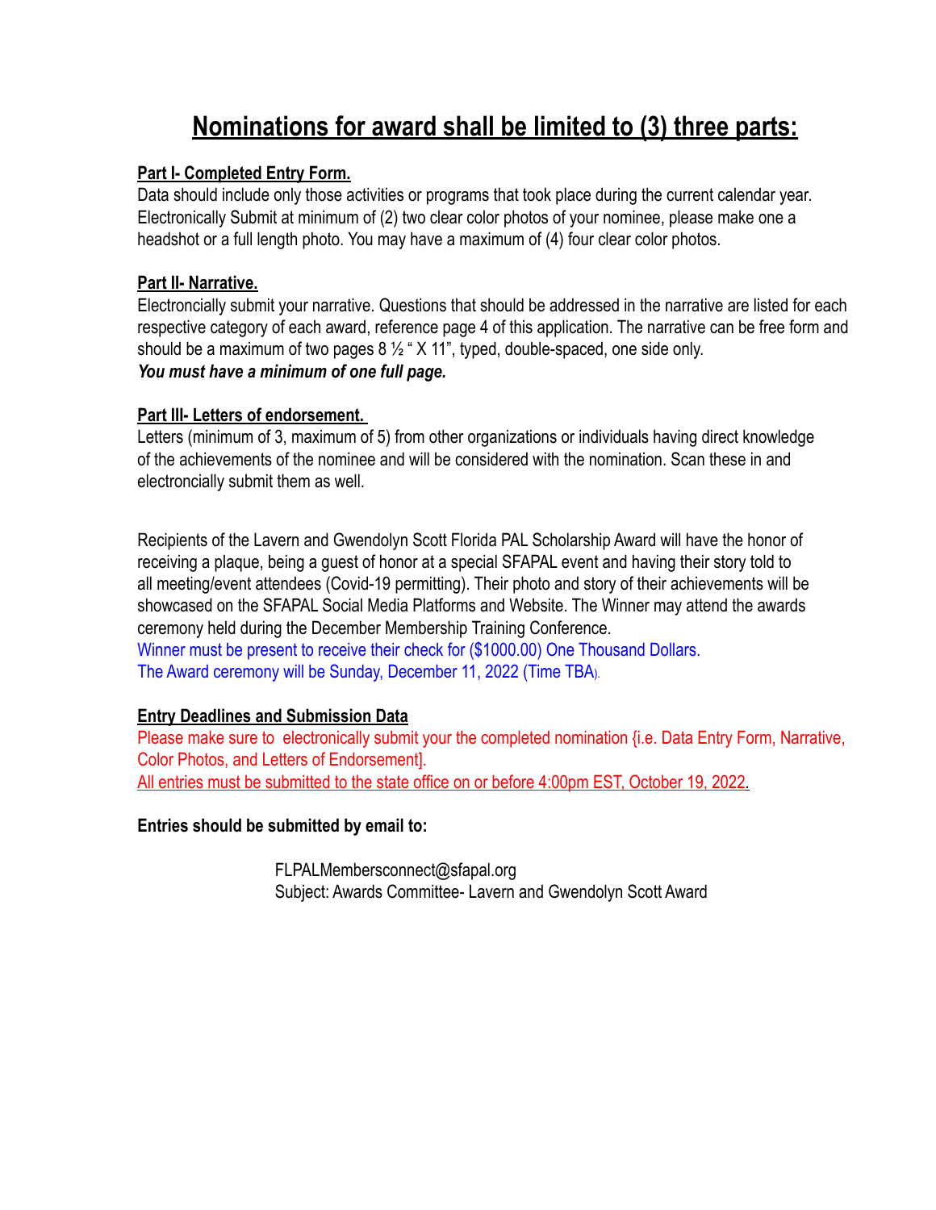# Nominations for award shall be limited to (3) three parts:

**Part I- Completed Entry Form.**

Data should include only those activities or programs that took place during the current calendar year. Electronically Submit at minimum of (2) two clear color photos of your nominee, please make one a headshot or a full length photo. You may have a maximum of (4) four clear color photos.

**Part II- Narrative.**

Electroncially submit your narrative. Questions that should be addressed in the narrative are listed for each respective category of each award, reference page 4 of this application. The narrative can be free form and should be a maximum of two pages 8 ½ " X 11", typed, double-spaced, one side only.

***You must have a minimum of one full page.***

**Part III- Letters of endorsement.**

Letters (minimum of 3, maximum of 5) from other organizations or individuals having direct knowledge of the achievements of the nominee and will be considered with the nomination. Scan these in and electroncially submit them as well.

Recipients of the Lavern and Gwendolyn Scott Florida PAL Scholarship Award will have the honor of receiving a plaque, being a guest of honor at a special SFAPAL event and having their story told to all meeting/event attendees (Covid-19 permitting). Their photo and story of their achievements will be showcased on the SFAPAL Social Media Platforms and Website. The Winner may attend the awards ceremony held during the December Membership Training Conference.

Winner must be present to receive their check for ($1000.00) One Thousand Dollars.

The Award ceremony will be Sunday, December 11, 2022 (Time TBA).

**Entry Deadlines and Submission Data**

Please make sure to electronically submit your the completed nomination {i.e. Data Entry Form, Narrative, Color Photos, and Letters of Endorsement].

All entries must be submitted to the state office on or before 4:00pm EST, October 19, 2022.

**Entries should be submitted by email to:**

FLPALMembersconnect@sfapal.org
Subject: Awards Committee- Lavern and Gwendolyn Scott Award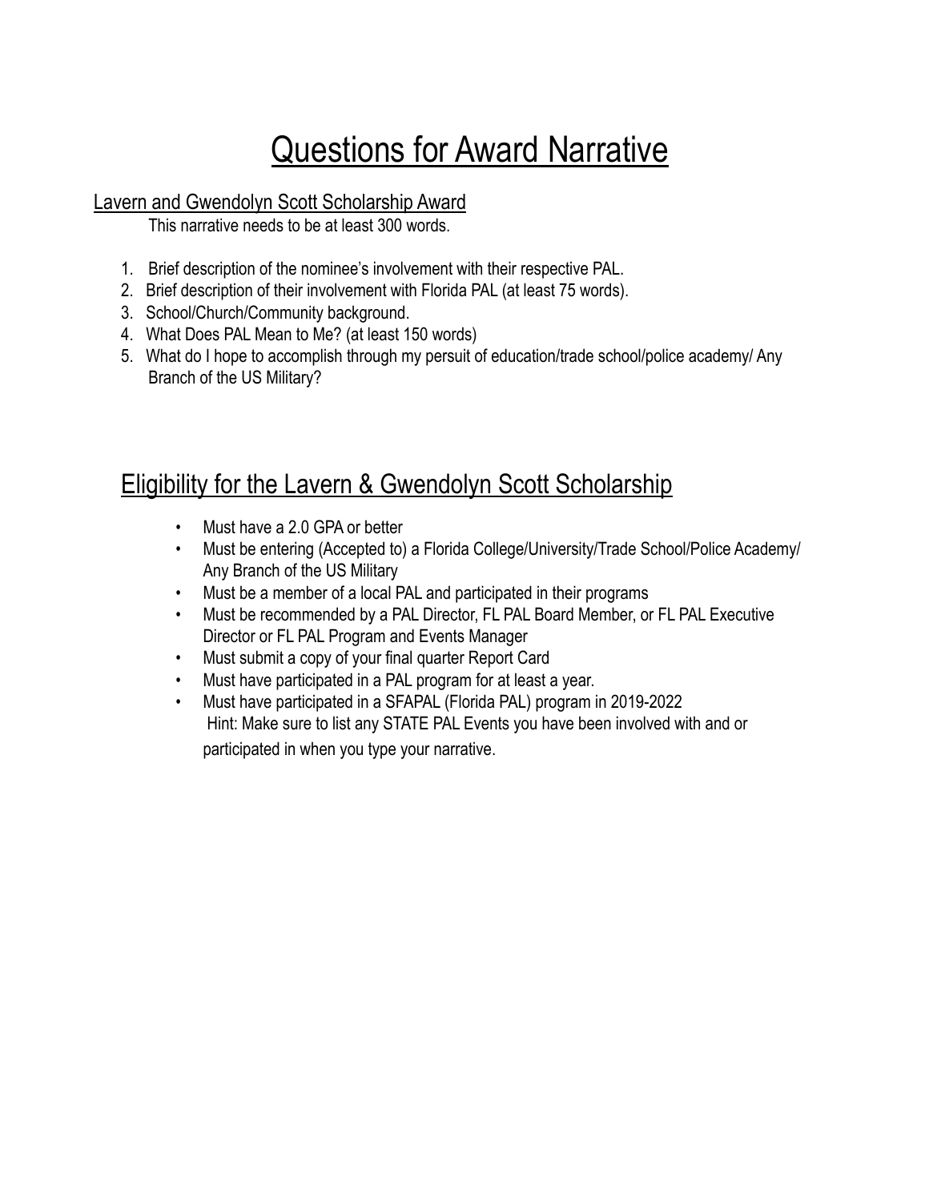# Questions for Award Narrative

## Lavern and Gwendolyn Scott Scholarship Award

This narrative needs to be at least 300 words.

1. Brief description of the nominee's involvement with their respective PAL.
2. Brief description of their involvement with Florida PAL (at least 75 words).
3. School/Church/Community background.
4. What Does PAL Mean to Me? (at least 150 words)
5. What do I hope to accomplish through my persuit of education/trade school/police academy/ Any Branch of the US Military?

## Eligibility for the Lavern & Gwendolyn Scott Scholarship

- Must have a 2.0 GPA or better
- Must be entering (Accepted to) a Florida College/University/Trade School/Police Academy/ Any Branch of the US Military
- Must be a member of a local PAL and participated in their programs
- Must be recommended by a PAL Director, FL PAL Board Member, or FL PAL Executive Director or FL PAL Program and Events Manager
- Must submit a copy of your final quarter Report Card
- Must have participated in a PAL program for at least a year.
- Must have participated in a SFAPAL (Florida PAL) program in 2019-2022
  Hint: Make sure to list any STATE PAL Events you have been involved with and or participated in when you type your narrative.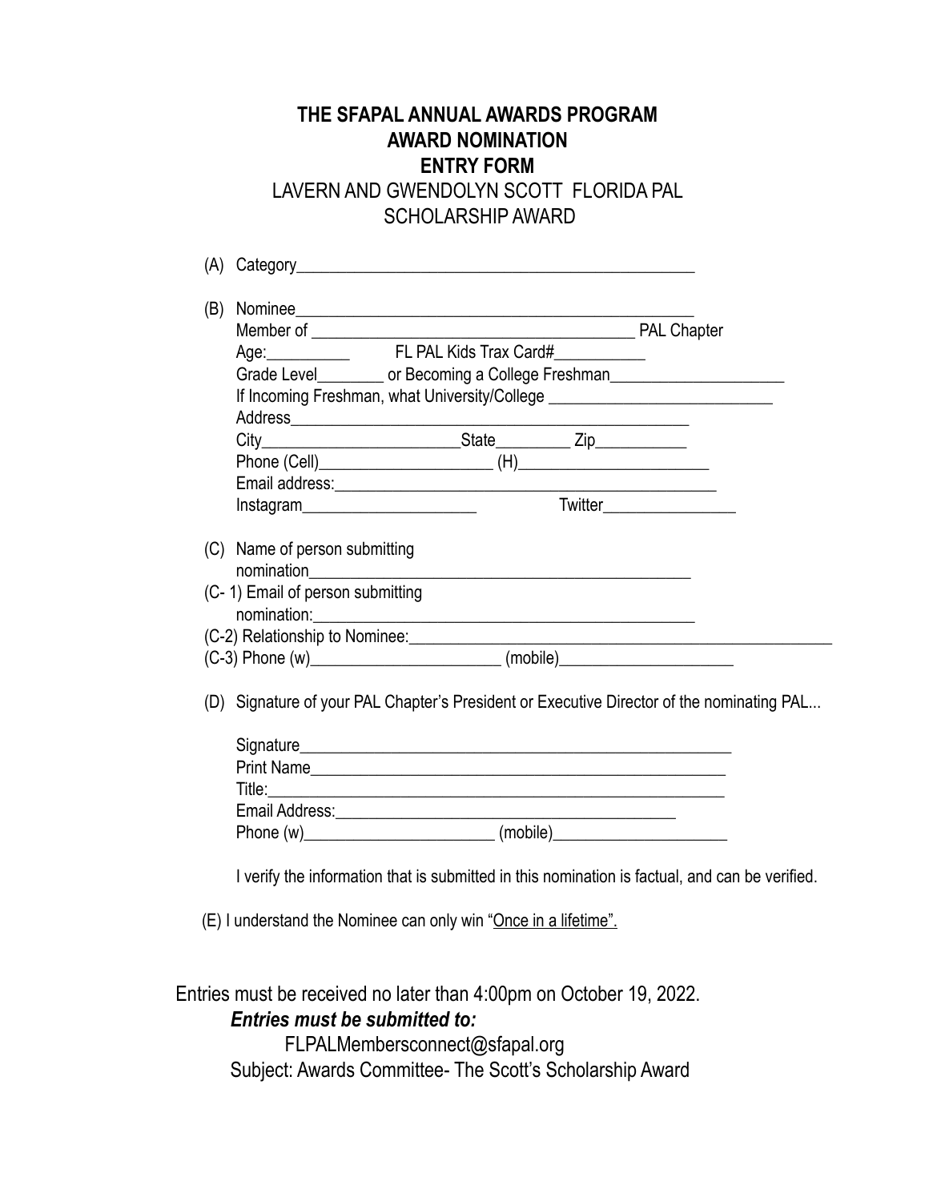# THE SFAPAL ANNUAL AWARDS PROGRAM
# AWARD NOMINATION
# ENTRY FORM

## LAVERN AND GWENDOLYN SCOTT FLORIDA PAL SCHOLARSHIP AWARD

(A) Category_______________________________________________

(B) Nominee_______________________________________________
Member of _____________________________________ PAL Chapter
Age:__________ FL PAL Kids Trax Card#___________
Grade Level________ or Becoming a College Freshman_____________________
If Incoming Freshman, what University/College __________________________
Address______________________________________________
City_______________________State_________ Zip___________
Phone (Cell)____________________ (H)______________________
Email address:____________________________________________
Instagram_____________________ Twitter________________

(C) Name of person submitting nomination_____________________________________________
(C- 1) Email of person submitting nomination:_____________________________________________
(C-2) Relationship to Nominee:__________________________________________________
(C-3) Phone (w)______________________ (mobile)____________________

(D) Signature of your PAL Chapter's President or Executive Director of the nominating PAL...

Signature_____________________________________________________
Print Name____________________________________________________
Title:________________________________________________________
Email Address:_________________________________________
Phone (w)______________________ (mobile)____________________

I verify the information that is submitted in this nomination is factual, and can be verified.

(E) I understand the Nominee can only win "Once in a lifetime".

Entries must be received no later than 4:00pm on October 19, 2022.

***Entries must be submitted to:***

FLPALMembersconnect@sfapal.org

Subject: Awards Committee- The Scott's Scholarship Award